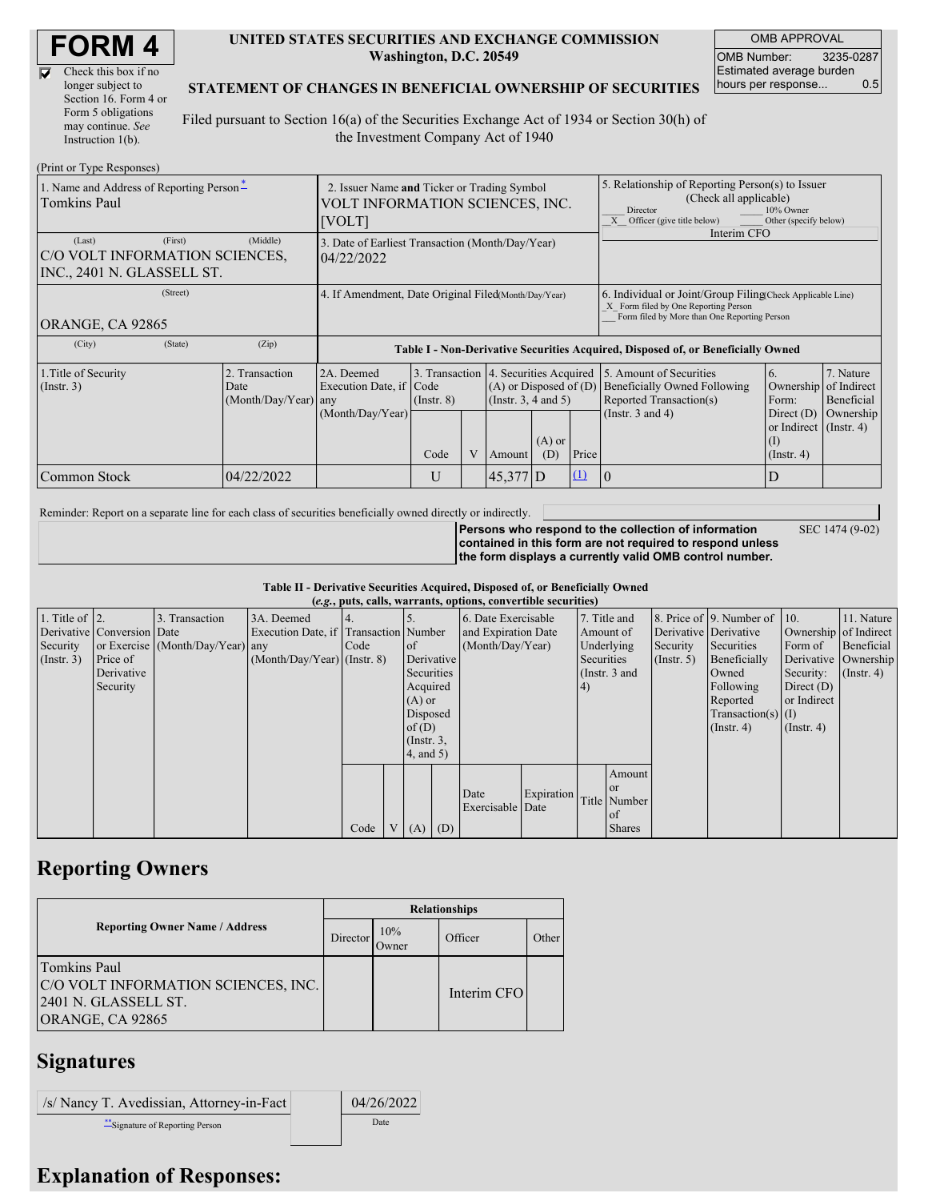# FORM 4

☑ Check this box if no longer subject to Section 16. Form 4 or Form 5 obligations may continue. *See* Instruction 1(b).

**UNITED STATES SECURITIES AND EXCHANGE COMMISSION**
**Washington, D.C. 20549**

**STATEMENT OF CHANGES IN BENEFICIAL OWNERSHIP OF SECURITIES**

Filed pursuant to Section 16(a) of the Securities Exchange Act of 1934 or Section 30(h) of the Investment Company Act of 1940

| OMB APPROVAL | |
|---|---|
| OMB Number: | 3235-0287 |
| Estimated average burden hours per response... | 0.5 |

(Print or Type Responses)

| 1. Name and Address of Reporting Person* | 2. Issuer Name and Ticker or Trading Symbol | 5. Relationship of Reporting Person(s) to Issuer (Check all applicable) |
|---|---|---|
| Tomkins Paul | VOLT INFORMATION SCIENCES, INC. [VOLT] | ___ Director ___ 10% Owner _X_ Officer (give title below) ___ Other (specify below) Interim CFO |
| (Last) (First) (Middle) C/O VOLT INFORMATION SCIENCES, INC., 2401 N. GLASSELL ST. | 3. Date of Earliest Transaction (Month/Day/Year) 04/22/2022 | |
| (Street) ORANGE, CA 92865 | 4. If Amendment, Date Original Filed (Month/Day/Year) | 6. Individual or Joint/Group Filing (Check Applicable Line) _X_ Form filed by One Reporting Person ___ Form filed by More than One Reporting Person |
| (City) (State) (Zip) | | |

**Table I - Non-Derivative Securities Acquired, Disposed of, or Beneficially Owned**

| 1.Title of Security (Instr. 3) | 2. Transaction Date (Month/Day/Year) | 2A. Deemed Execution Date, if any (Month/Day/Year) | 3. Transaction Code (Instr. 8) | | 4. Securities Acquired (A) or Disposed of (D) (Instr. 3, 4 and 5) | | | 5. Amount of Securities Beneficially Owned Following Reported Transaction(s) (Instr. 3 and 4) | 6. Ownership Form: Direct (D) or Indirect (I) (Instr. 4) | 7. Nature of Indirect Beneficial Ownership (Instr. 4) |
|---|---|---|---|---|---|---|---|---|---|---|
| | | | Code | V | Amount | (A) or (D) | Price | | | |
| Common Stock | 04/22/2022 | | U | | 45,377 | D | (1) | 0 | D | |

Reminder: Report on a separate line for each class of securities beneficially owned directly or indirectly.

**Persons who respond to the collection of information contained in this form are not required to respond unless the form displays a currently valid OMB control number.** SEC 1474 (9-02)

**Table II - Derivative Securities Acquired, Disposed of, or Beneficially Owned**
**(*e.g.*, puts, calls, warrants, options, convertible securities)**

| 1. Title of Derivative Security (Instr. 3) | 2. Conversion or Exercise Price of Derivative Security | 3. Transaction Date (Month/Day/Year) | 3A. Deemed Execution Date, if any (Month/Day/Year) | 4. Transaction Code (Instr. 8) | | 5. Number of Derivative Securities Acquired (A) or Disposed of (D) (Instr. 3, 4, and 5) | | 6. Date Exercisable and Expiration Date (Month/Day/Year) | | 7. Title and Amount of Underlying Securities (Instr. 3 and 4) | | 8. Price of Derivative Security (Instr. 5) | 9. Number of Derivative Securities Beneficially Owned Following Reported Transaction(s) (Instr. 4) | 10. Ownership Form of Derivative Security: Direct (D) or Indirect (I) (Instr. 4) | 11. Nature of Indirect Beneficial Ownership (Instr. 4) |
|---|---|---|---|---|---|---|---|---|---|---|---|---|---|---|---|
| | | | | Code | V | (A) | (D) | Date Exercisable | Expiration Date | Title | Amount or Number of Shares | | | | |

## Reporting Owners

| Reporting Owner Name / Address | Relationships | | | |
|---|---|---|---|---|
| | Director | 10% Owner | Officer | Other |
| Tomkins Paul C/O VOLT INFORMATION SCIENCES, INC. 2401 N. GLASSELL ST. ORANGE, CA 92865 | | | Interim CFO | |

## Signatures

| /s/ Nancy T. Avedissian, Attorney-in-Fact | | 04/26/2022 |
|---|---|---|
| **Signature of Reporting Person | | Date |

## Explanation of Responses: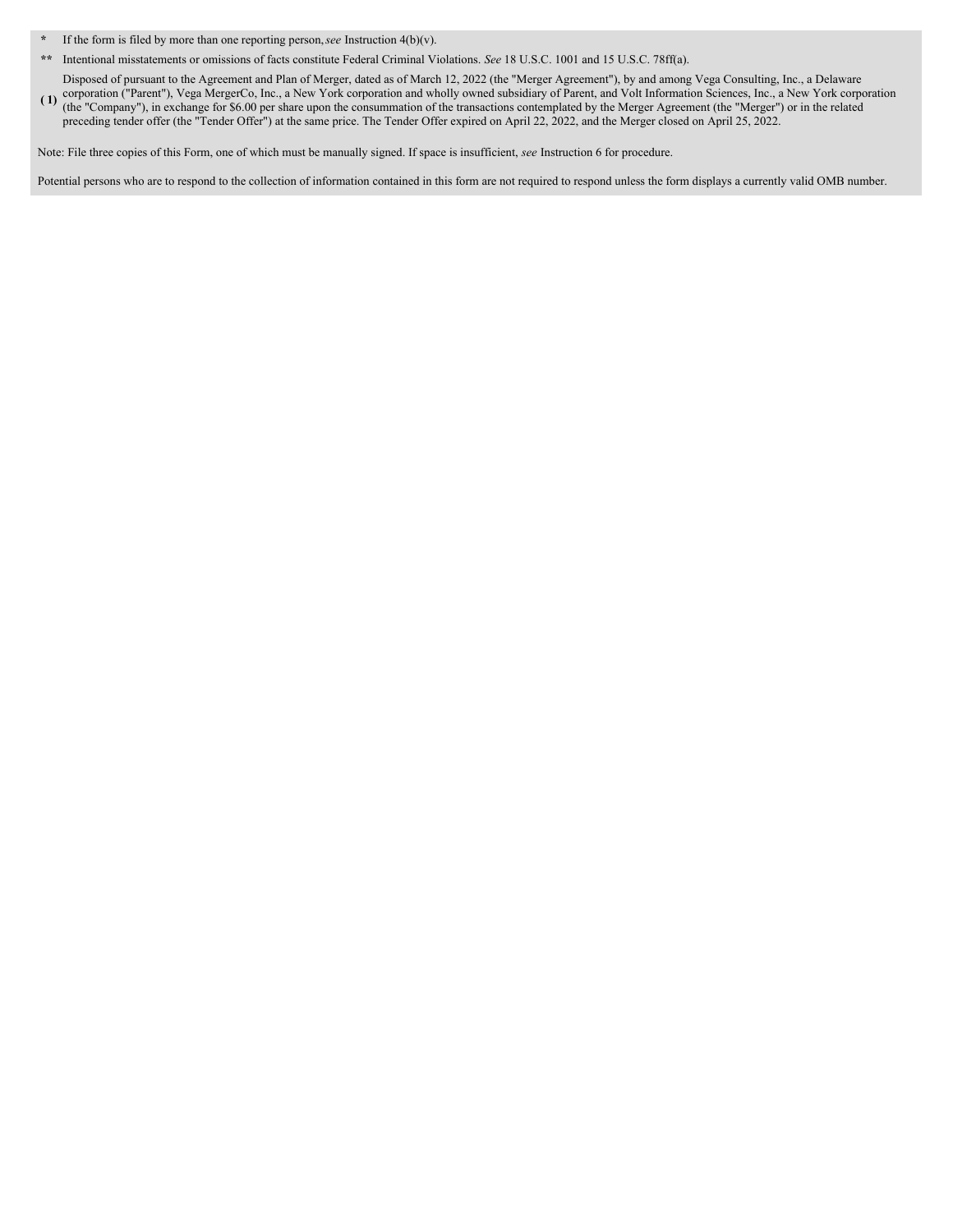\* If the form is filed by more than one reporting person, *see* Instruction 4(b)(v).

\*\* Intentional misstatements or omissions of facts constitute Federal Criminal Violations. *See* 18 U.S.C. 1001 and 15 U.S.C. 78ff(a).

(1) Disposed of pursuant to the Agreement and Plan of Merger, dated as of March 12, 2022 (the "Merger Agreement"), by and among Vega Consulting, Inc., a Delaware corporation ("Parent"), Vega MergerCo, Inc., a New York corporation and wholly owned subsidiary of Parent, and Volt Information Sciences, Inc., a New York corporation (the "Company"), in exchange for $6.00 per share upon the consummation of the transactions contemplated by the Merger Agreement (the "Merger") or in the related preceding tender offer (the "Tender Offer") at the same price. The Tender Offer expired on April 22, 2022, and the Merger closed on April 25, 2022.

Note: File three copies of this Form, one of which must be manually signed. If space is insufficient, *see* Instruction 6 for procedure.

Potential persons who are to respond to the collection of information contained in this form are not required to respond unless the form displays a currently valid OMB number.